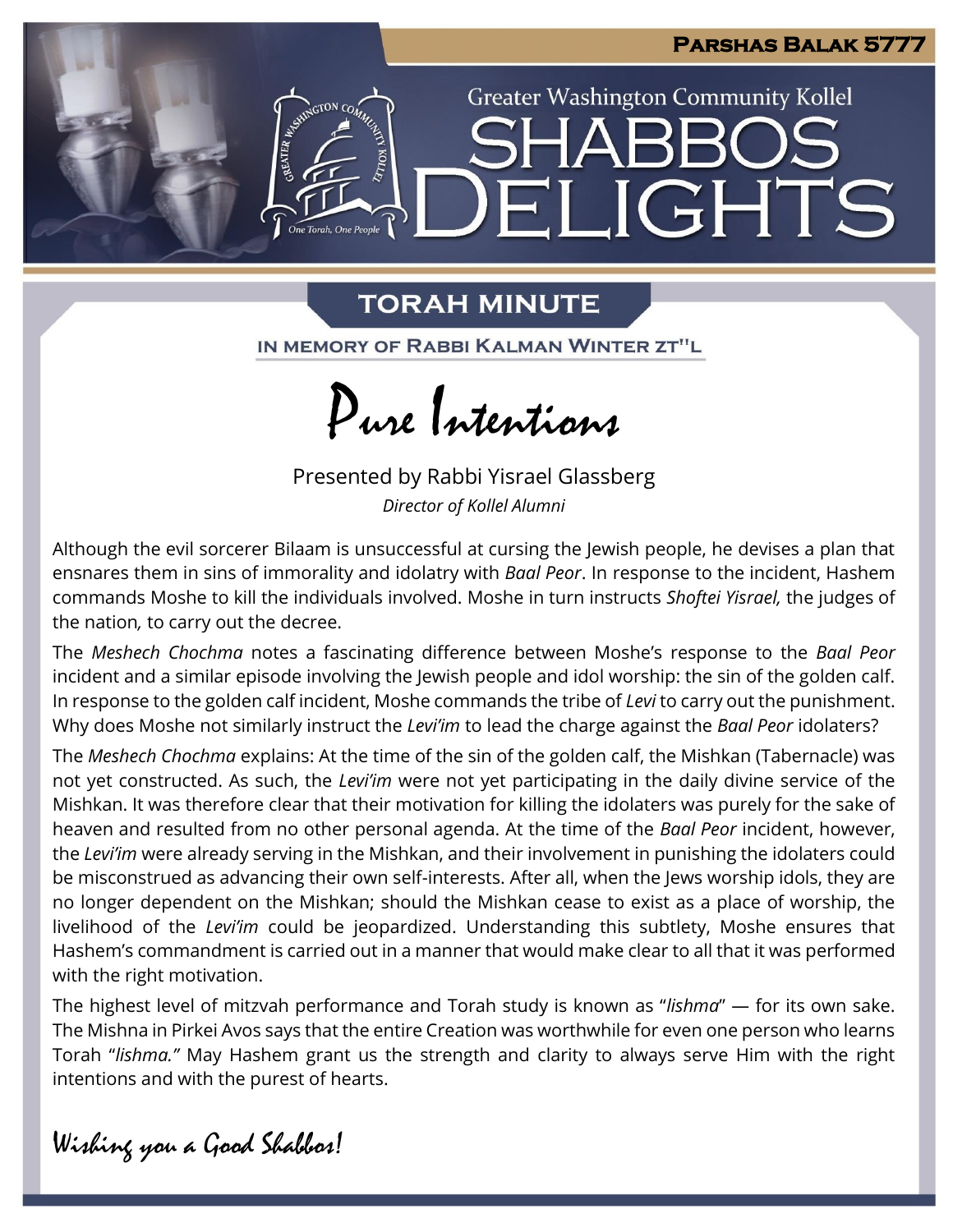**Parshas Balak 5777**

Greater Washington Community Kollel

# SHABBOS DELIGHTS

## TORAH MINUTE

IN MEMORY OF RABBI KALMAN WINTER ZT"L

# Pure Intentions

Presented by Rabbi Yisrael Glassberg

*Director of Kollel Alumni*

Although the evil sorcerer Bilaam is unsuccessful at cursing the Jewish people, he devises a plan that ensnares them in sins of immorality and idolatry with *Baal Peor*. In response to the incident, Hashem commands Moshe to kill the individuals involved. Moshe in turn instructs *Shoftei Yisrael,* the judges of the nation*,* to carry out the decree.

The *Meshech Chochma* notes a fascinating difference between Moshe's response to the *Baal Peor* incident and a similar episode involving the Jewish people and idol worship: the sin of the golden calf. In response to the golden calf incident, Moshe commands the tribe of *Levi* to carry out the punishment. Why does Moshe not similarly instruct the *Levi'im* to lead the charge against the *Baal Peor* idolaters?

The *Meshech Chochma* explains: At the time of the sin of the golden calf, the Mishkan (Tabernacle) was not yet constructed. As such, the *Levi'im* were not yet participating in the daily divine service of the Mishkan. It was therefore clear that their motivation for killing the idolaters was purely for the sake of heaven and resulted from no other personal agenda. At the time of the *Baal Peor* incident, however, the *Levi'im* were already serving in the Mishkan, and their involvement in punishing the idolaters could be misconstrued as advancing their own self-interests. After all, when the Jews worship idols, they are no longer dependent on the Mishkan; should the Mishkan cease to exist as a place of worship, the livelihood of the *Levi'im* could be jeopardized. Understanding this subtlety, Moshe ensures that Hashem's commandment is carried out in a manner that would make clear to all that it was performed with the right motivation.

The highest level of mitzvah performance and Torah study is known as "*lishma*" — for its own sake. The Mishna in Pirkei Avos says that the entire Creation was worthwhile for even one person who learns Torah "*lishma."* May Hashem grant us the strength and clarity to always serve Him with the right intentions and with the purest of hearts.

*Wishing you a Good Shabbos!*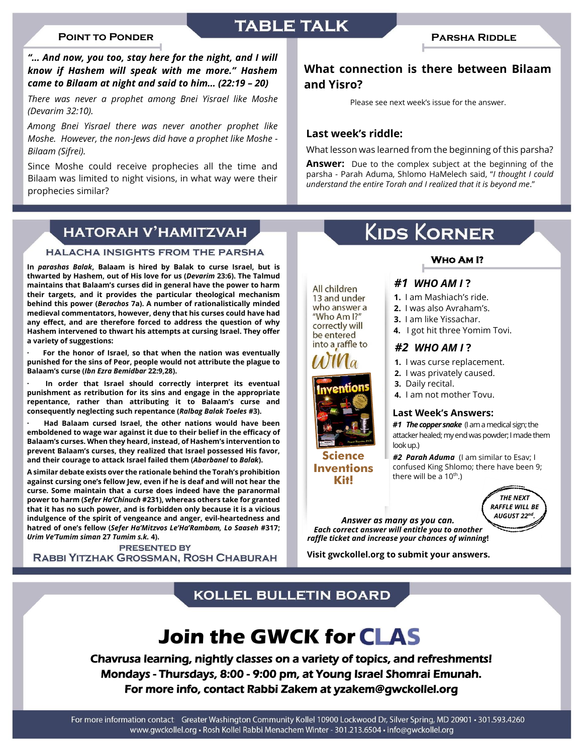# TABLE TALK

## Point to Ponder

***"... And now, you too, stay here for the night, and I will know if Hashem will speak with me more." Hashem came to Bilaam at night and said to him... (22:19 – 20)***

*There was never a prophet among Bnei Yisrael like Moshe (Devarim 32:10).*

*Among Bnei Yisrael there was never another prophet like Moshe. However, the non-Jews did have a prophet like Moshe - Bilaam (Sifrei).*

Since Moshe could receive prophecies all the time and Bilaam was limited to night visions, in what way were their prophecies similar?

## Parsha Riddle

**What connection is there between Bilaam and Yisro?**

Please see next week's issue for the answer.

**Last week's riddle:**

What lesson was learned from the beginning of this parsha?

**Answer:** Due to the complex subject at the beginning of the parsha - Parah Aduma, Shlomo HaMelech said, "*I thought I could understand the entire Torah and I realized that it is beyond me*."

# HATORAH V'HAMITZVAH

## HALACHA INSIGHTS FROM THE PARSHA

**In *parashas Balak*, Balaam is hired by Balak to curse Israel, but is thwarted by Hashem, out of His love for us (*Devarim* 23:6). The Talmud maintains that Balaam's curses did in general have the power to harm their targets, and it provides the particular theological mechanism behind this power (*Berachos* 7a). A number of rationalistically minded medieval commentators, however, deny that his curses could have had any effect, and are therefore forced to address the question of why Hashem intervened to thwart his attempts at cursing Israel. They offer a variety of suggestions:**

- **For the honor of Israel, so that when the nation was eventually punished for the sins of Peor, people would not attribute the plague to Balaam's curse (*Ibn Ezra Bemidbar* 22:9,28).**
- **In order that Israel should correctly interpret its eventual punishment as retribution for its sins and engage in the appropriate repentance, rather than attributing it to Balaam's curse and consequently neglecting such repentance (*Ralbag Balak Toeles* #3).**
- **Had Balaam cursed Israel, the other nations would have been emboldened to wage war against it due to their belief in the efficacy of Balaam's curses. When they heard, instead, of Hashem's intervention to prevent Balaam's curses, they realized that Israel possessed His favor, and their courage to attack Israel failed them (*Abarbanel* to *Balak*).**

**A similar debate exists over the rationale behind the Torah's prohibition against cursing one's fellow Jew, even if he is deaf and will not hear the curse. Some maintain that a curse does indeed have the paranormal power to harm (*Sefer Ha'Chinuch* #231), whereas others take for granted that it has no such power, and is forbidden only because it is a vicious indulgence of the spirit of vengeance and anger, evil-heartedness and hatred of one's fellow (*Sefer Ha'Mitzvos Le'Ha'Rambam, Lo Saaseh* #317; *Urim Ve'Tumim siman* 27 *Tumim s.k.* 4).**

PRESENTED BY
RABBI YITZHAK GROSSMAN, ROSH CHABURAH

# Kids Korner

## Who Am I?

All children 13 and under who answer a "Who Am I?" correctly will be entered into a raffle to

WIN a

**Science Inventions Kit!**

### #1 WHO AM I ?

1. I am Mashiach's ride.
2. I was also Avraham's.
3. I am like Yissachar.
4. I got hit three Yomim Tovi.

### #2 WHO AM I ?

1. I was curse replacement.
2. I was privately caused.
3. Daily recital.
4. I am not mother Tovu.

**Last Week's Answers:**

***#1 The copper snake*** (I am a medical sign; the attacker healed; my end was powder; I made them look up.)

***#2 Parah Aduma*** (I am similar to Esav; I confused King Shlomo; there have been 9; there will be a 10th.)

*THE NEXT RAFFLE WILL BE AUGUST 22nd.*

***Answer as many as you can. Each correct answer will entitle you to another raffle ticket and increase your chances of winning!***

**Visit gwckollel.org to submit your answers.**

# KOLLEL BULLETIN BOARD

# Join the GWCK for CLAS

**Chavrusa learning, nightly classes on a variety of topics, and refreshments!**
**Mondays - Thursdays, 8:00 - 9:00 pm, at Young Israel Shomrai Emunah.**
**For more info, contact Rabbi Zakem at yzakem@gwckollel.org**

For more information contact: Greater Washington Community Kollel 10900 Lockwood Dr, Silver Spring, MD 20901 • 301.593.4260
www.gwckollel.org • Rosh Kollel Rabbi Menachem Winter - 301.213.6504 • info@gwckollel.org